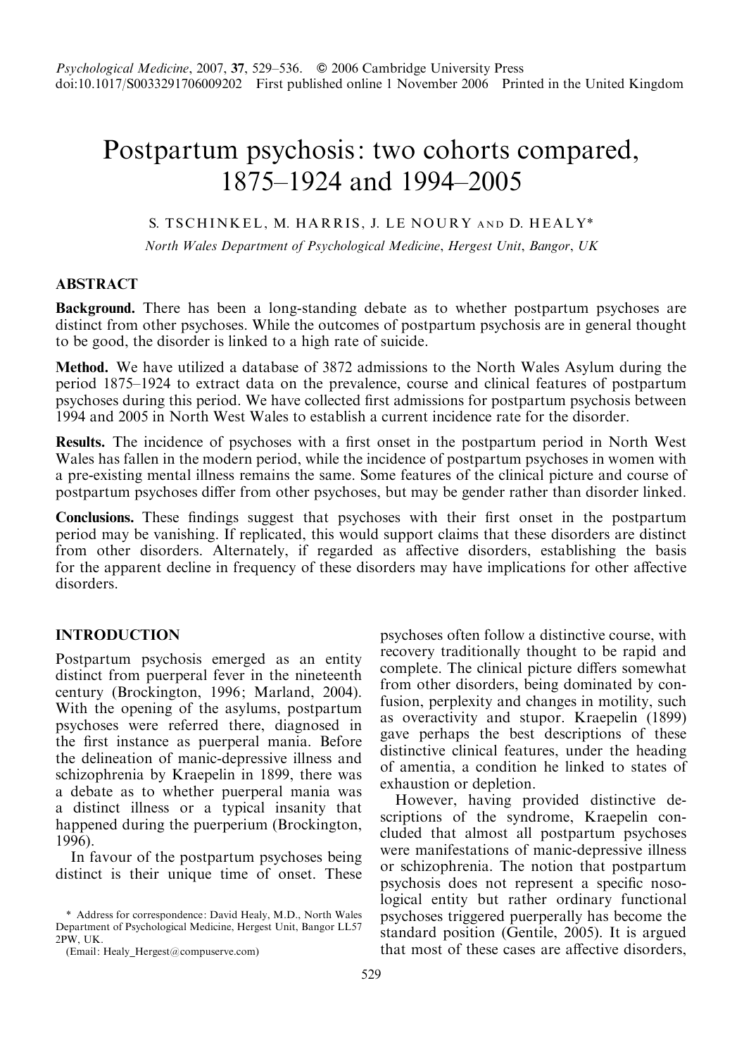# Postpartum psychosis: two cohorts compared, 1875–1924 and 1994–2005

S. TSCHINKEL, M. HARRIS, J. LE NOURY AND D. HEALY*

*North Wales Department of Psychological Medicine, Hergest Unit, Bangor, UK*

## ABSTRACT

**Background.** There has been a long-standing debate as to whether postpartum psychoses are distinct from other psychoses. While the outcomes of postpartum psychosis are in general thought to be good, the disorder is linked to a high rate of suicide.

**Method.** We have utilized a database of 3872 admissions to the North Wales Asylum during the period 1875–1924 to extract data on the prevalence, course and clinical features of postpartum psychoses during this period. We have collected first admissions for postpartum psychosis between 1994 and 2005 in North West Wales to establish a current incidence rate for the disorder.

**Results.** The incidence of psychoses with a first onset in the postpartum period in North West Wales has fallen in the modern period, while the incidence of postpartum psychoses in women with a pre-existing mental illness remains the same. Some features of the clinical picture and course of postpartum psychoses differ from other psychoses, but may be gender rather than disorder linked.

**Conclusions.** These findings suggest that psychoses with their first onset in the postpartum period may be vanishing. If replicated, this would support claims that these disorders are distinct from other disorders. Alternately, if regarded as affective disorders, establishing the basis for the apparent decline in frequency of these disorders may have implications for other affective disorders.

## INTRODUCTION

Postpartum psychosis emerged as an entity distinct from puerperal fever in the nineteenth century (Brockington, 1996; Marland, 2004). With the opening of the asylums, postpartum psychoses were referred there, diagnosed in the first instance as puerperal mania. Before the delineation of manic-depressive illness and schizophrenia by Kraepelin in 1899, there was a debate as to whether puerperal mania was a distinct illness or a typical insanity that happened during the puerperium (Brockington, 1996).

In favour of the postpartum psychoses being distinct is their unique time of onset. These psychoses often follow a distinctive course, with recovery traditionally thought to be rapid and complete. The clinical picture differs somewhat from other disorders, being dominated by confusion, perplexity and changes in motility, such as overactivity and stupor. Kraepelin (1899) gave perhaps the best descriptions of these distinctive clinical features, under the heading of amentia, a condition he linked to states of exhaustion or depletion.

However, having provided distinctive descriptions of the syndrome, Kraepelin concluded that almost all postpartum psychoses were manifestations of manic-depressive illness or schizophrenia. The notion that postpartum psychosis does not represent a specific nosological entity but rather ordinary functional psychoses triggered puerperally has become the standard position (Gentile, 2005). It is argued that most of these cases are affective disorders,

\* Address for correspondence: David Healy, M.D., North Wales Department of Psychological Medicine, Hergest Unit, Bangor LL57 2PW, UK.
(Email: Healy_Hergest@compuserve.com)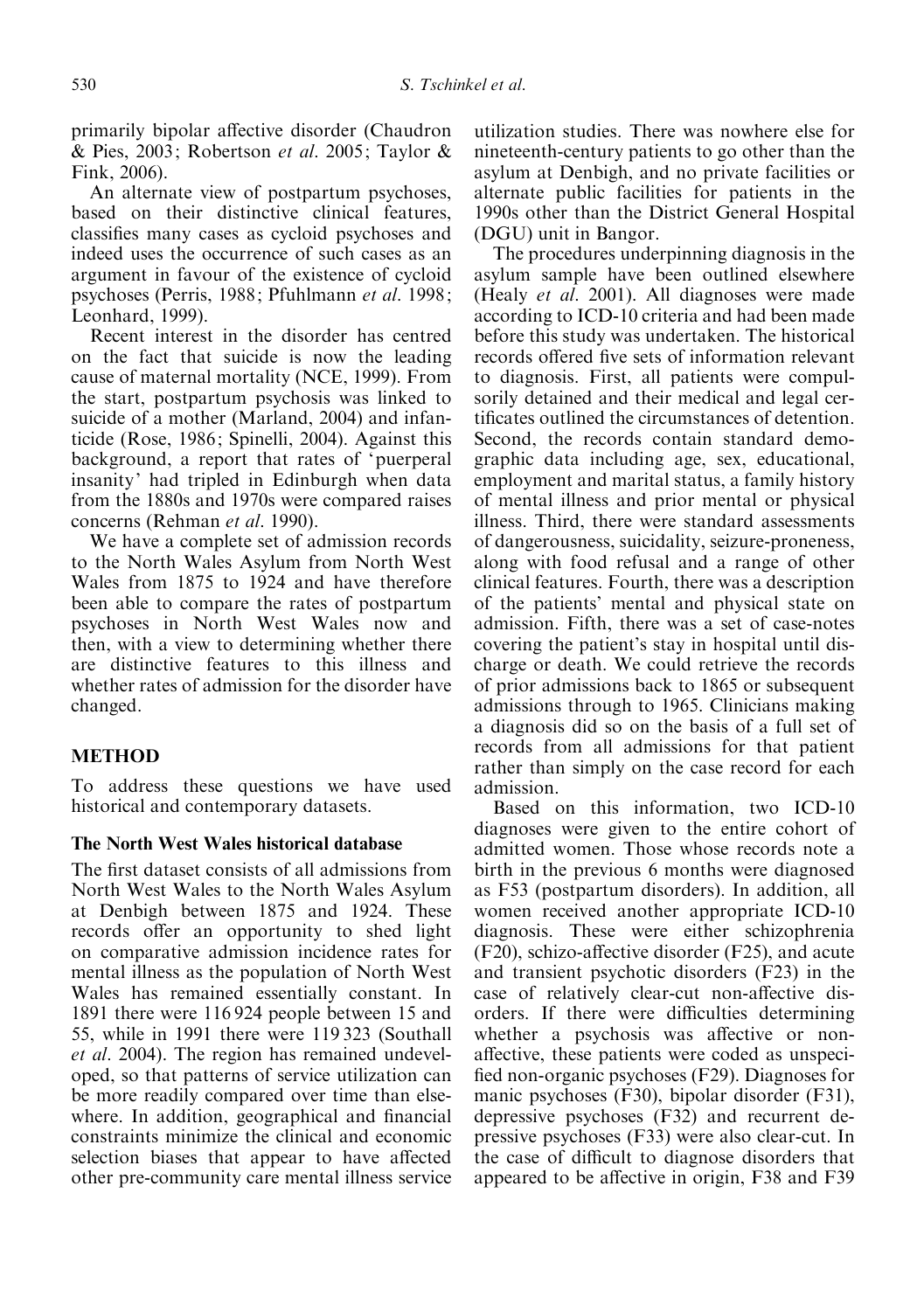primarily bipolar affective disorder (Chaudron & Pies, 2003; Robertson *et al.* 2005; Taylor & Fink, 2006).

An alternate view of postpartum psychoses, based on their distinctive clinical features, classifies many cases as cycloid psychoses and indeed uses the occurrence of such cases as an argument in favour of the existence of cycloid psychoses (Perris, 1988; Pfuhlmann *et al.* 1998; Leonhard, 1999).

Recent interest in the disorder has centred on the fact that suicide is now the leading cause of maternal mortality (NCE, 1999). From the start, postpartum psychosis was linked to suicide of a mother (Marland, 2004) and infanticide (Rose, 1986; Spinelli, 2004). Against this background, a report that rates of 'puerperal insanity' had tripled in Edinburgh when data from the 1880s and 1970s were compared raises concerns (Rehman *et al.* 1990).

We have a complete set of admission records to the North Wales Asylum from North West Wales from 1875 to 1924 and have therefore been able to compare the rates of postpartum psychoses in North West Wales now and then, with a view to determining whether there are distinctive features to this illness and whether rates of admission for the disorder have changed.

## METHOD

To address these questions we have used historical and contemporary datasets.

### The North West Wales historical database

The first dataset consists of all admissions from North West Wales to the North Wales Asylum at Denbigh between 1875 and 1924. These records offer an opportunity to shed light on comparative admission incidence rates for mental illness as the population of North West Wales has remained essentially constant. In 1891 there were 116 924 people between 15 and 55, while in 1991 there were 119 323 (Southall *et al.* 2004). The region has remained undeveloped, so that patterns of service utilization can be more readily compared over time than elsewhere. In addition, geographical and financial constraints minimize the clinical and economic selection biases that appear to have affected other pre-community care mental illness service utilization studies. There was nowhere else for nineteenth-century patients to go other than the asylum at Denbigh, and no private facilities or alternate public facilities for patients in the 1990s other than the District General Hospital (DGU) unit in Bangor.

The procedures underpinning diagnosis in the asylum sample have been outlined elsewhere (Healy *et al.* 2001). All diagnoses were made according to ICD-10 criteria and had been made before this study was undertaken. The historical records offered five sets of information relevant to diagnosis. First, all patients were compulsorily detained and their medical and legal certificates outlined the circumstances of detention. Second, the records contain standard demographic data including age, sex, educational, employment and marital status, a family history of mental illness and prior mental or physical illness. Third, there were standard assessments of dangerousness, suicidality, seizure-proneness, along with food refusal and a range of other clinical features. Fourth, there was a description of the patients' mental and physical state on admission. Fifth, there was a set of case-notes covering the patient's stay in hospital until discharge or death. We could retrieve the records of prior admissions back to 1865 or subsequent admissions through to 1965. Clinicians making a diagnosis did so on the basis of a full set of records from all admissions for that patient rather than simply on the case record for each admission.

Based on this information, two ICD-10 diagnoses were given to the entire cohort of admitted women. Those whose records note a birth in the previous 6 months were diagnosed as F53 (postpartum disorders). In addition, all women received another appropriate ICD-10 diagnosis. These were either schizophrenia (F20), schizo-affective disorder (F25), and acute and transient psychotic disorders (F23) in the case of relatively clear-cut non-affective disorders. If there were difficulties determining whether a psychosis was affective or non-affective, these patients were coded as unspecified non-organic psychoses (F29). Diagnoses for manic psychoses (F30), bipolar disorder (F31), depressive psychoses (F32) and recurrent depressive psychoses (F33) were also clear-cut. In the case of difficult to diagnose disorders that appeared to be affective in origin, F38 and F39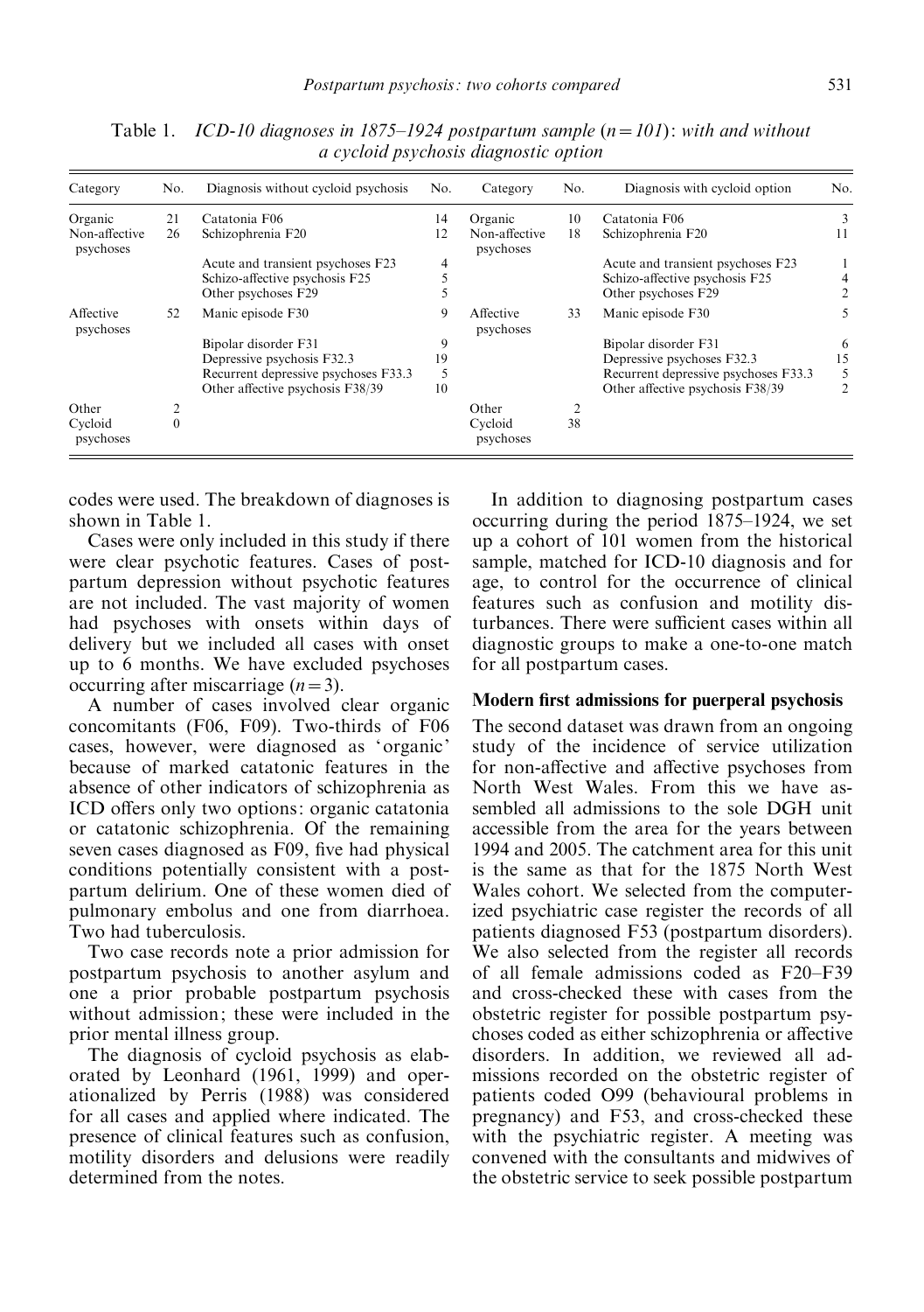Table 1. *ICD-10 diagnoses in 1875–1924 postpartum sample (n=101): with and without a cycloid psychosis diagnostic option*

| Category | No. | Diagnosis without cycloid psychosis | No. | Category | No. | Diagnosis with cycloid option | No. |
|---|---|---|---|---|---|---|---|
| Organic | 21 | Catatonia F06 | 14 | Organic | 10 | Catatonia F06 | 3 |
| Non-affective psychoses | 26 | Schizophrenia F20 | 12 | Non-affective psychoses | 18 | Schizophrenia F20 | 11 |
| | | Acute and transient psychoses F23 | 4 | | | Acute and transient psychoses F23 | 1 |
| | | Schizo-affective psychosis F25 | 5 | | | Schizo-affective psychosis F25 | 4 |
| | | Other psychoses F29 | 5 | | | Other psychoses F29 | 2 |
| Affective psychoses | 52 | Manic episode F30 | 9 | Affective psychoses | 33 | Manic episode F30 | 5 |
| | | Bipolar disorder F31 | 9 | | | Bipolar disorder F31 | 6 |
| | | Depressive psychosis F32.3 | 19 | | | Depressive psychoses F32.3 | 15 |
| | | Recurrent depressive psychoses F33.3 | 5 | | | Recurrent depressive psychoses F33.3 | 5 |
| | | Other affective psychosis F38/39 | 10 | | | Other affective psychosis F38/39 | 2 |
| Other | 2 | | | Other | 2 | | |
| Cycloid psychoses | 0 | | | Cycloid psychoses | 38 | | |

codes were used. The breakdown of diagnoses is shown in Table 1.

Cases were only included in this study if there were clear psychotic features. Cases of postpartum depression without psychotic features are not included. The vast majority of women had psychoses with onsets within days of delivery but we included all cases with onset up to 6 months. We have excluded psychoses occurring after miscarriage ($n=3$).

A number of cases involved clear organic concomitants (F06, F09). Two-thirds of F06 cases, however, were diagnosed as 'organic' because of marked catatonic features in the absence of other indicators of schizophrenia as ICD offers only two options: organic catatonia or catatonic schizophrenia. Of the remaining seven cases diagnosed as F09, five had physical conditions potentially consistent with a postpartum delirium. One of these women died of pulmonary embolus and one from diarrhoea. Two had tuberculosis.

Two case records note a prior admission for postpartum psychosis to another asylum and one a prior probable postpartum psychosis without admission; these were included in the prior mental illness group.

The diagnosis of cycloid psychosis as elaborated by Leonhard (1961, 1999) and operationalized by Perris (1988) was considered for all cases and applied where indicated. The presence of clinical features such as confusion, motility disorders and delusions were readily determined from the notes.

In addition to diagnosing postpartum cases occurring during the period 1875–1924, we set up a cohort of 101 women from the historical sample, matched for ICD-10 diagnosis and for age, to control for the occurrence of clinical features such as confusion and motility disturbances. There were sufficient cases within all diagnostic groups to make a one-to-one match for all postpartum cases.

### Modern first admissions for puerperal psychosis

The second dataset was drawn from an ongoing study of the incidence of service utilization for non-affective and affective psychoses from North West Wales. From this we have assembled all admissions to the sole DGH unit accessible from the area for the years between 1994 and 2005. The catchment area for this unit is the same as that for the 1875 North West Wales cohort. We selected from the computerized psychiatric case register the records of all patients diagnosed F53 (postpartum disorders). We also selected from the register all records of all female admissions coded as F20–F39 and cross-checked these with cases from the obstetric register for possible postpartum psychoses coded as either schizophrenia or affective disorders. In addition, we reviewed all admissions recorded on the obstetric register of patients coded O99 (behavioural problems in pregnancy) and F53, and cross-checked these with the psychiatric register. A meeting was convened with the consultants and midwives of the obstetric service to seek possible postpartum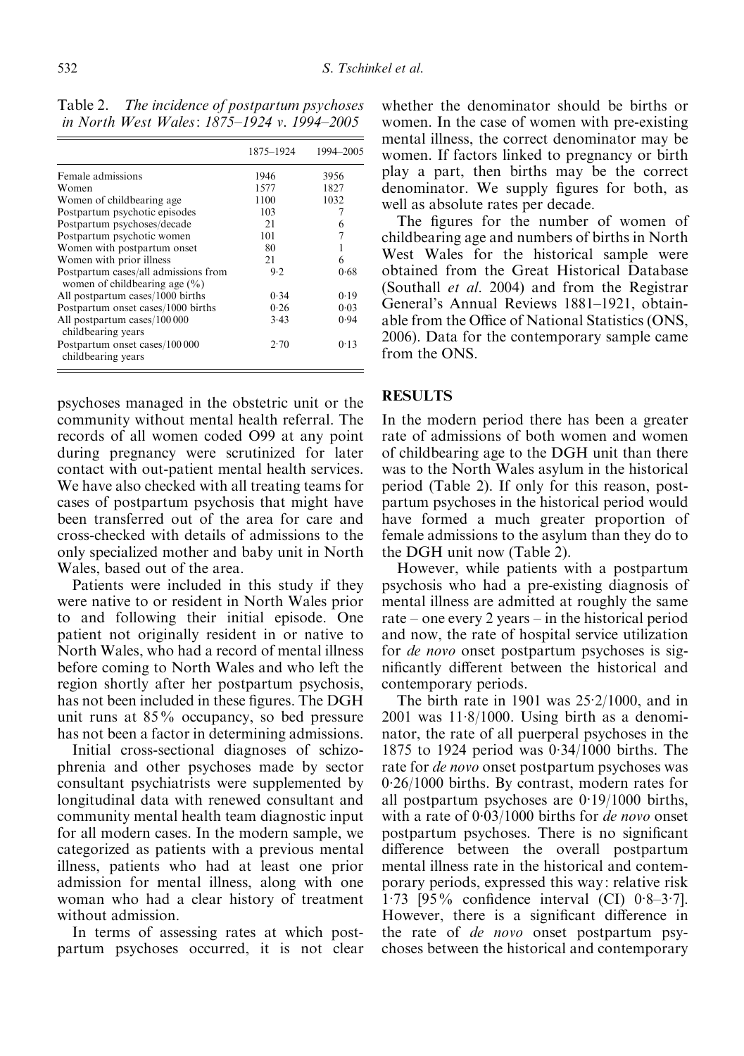Table 2. *The incidence of postpartum psychoses in North West Wales: 1875–1924 v. 1994–2005*

| | 1875–1924 | 1994–2005 |
|---|---|---|
| Female admissions | 1946 | 3956 |
| Women | 1577 | 1827 |
| Women of childbearing age | 1100 | 1032 |
| Postpartum psychotic episodes | 103 | 7 |
| Postpartum psychoses/decade | 21 | 6 |
| Postpartum psychotic women | 101 | 7 |
| Women with postpartum onset | 80 | 1 |
| Women with prior illness | 21 | 6 |
| Postpartum cases/all admissions from women of childbearing age (%) | 9·2 | 0·68 |
| All postpartum cases/1000 births | 0·34 | 0·19 |
| Postpartum onset cases/1000 births | 0·26 | 0·03 |
| All postpartum cases/100 000 childbearing years | 3·43 | 0·94 |
| Postpartum onset cases/100 000 childbearing years | 2·70 | 0·13 |

psychoses managed in the obstetric unit or the community without mental health referral. The records of all women coded O99 at any point during pregnancy were scrutinized for later contact with out-patient mental health services. We have also checked with all treating teams for cases of postpartum psychosis that might have been transferred out of the area for care and cross-checked with details of admissions to the only specialized mother and baby unit in North Wales, based out of the area.

Patients were included in this study if they were native to or resident in North Wales prior to and following their initial episode. One patient not originally resident in or native to North Wales, who had a record of mental illness before coming to North Wales and who left the region shortly after her postpartum psychosis, has not been included in these figures. The DGH unit runs at 85% occupancy, so bed pressure has not been a factor in determining admissions.

Initial cross-sectional diagnoses of schizophrenia and other psychoses made by sector consultant psychiatrists were supplemented by longitudinal data with renewed consultant and community mental health team diagnostic input for all modern cases. In the modern sample, we categorized as patients with a previous mental illness, patients who had at least one prior admission for mental illness, along with one woman who had a clear history of treatment without admission.

In terms of assessing rates at which postpartum psychoses occurred, it is not clear whether the denominator should be births or women. In the case of women with pre-existing mental illness, the correct denominator may be women. If factors linked to pregnancy or birth play a part, then births may be the correct denominator. We supply figures for both, as well as absolute rates per decade.

The figures for the number of women of childbearing age and numbers of births in North West Wales for the historical sample were obtained from the Great Historical Database (Southall *et al.* 2004) and from the Registrar General's Annual Reviews 1881–1921, obtainable from the Office of National Statistics (ONS, 2006). Data for the contemporary sample came from the ONS.

## RESULTS

In the modern period there has been a greater rate of admissions of both women and women of childbearing age to the DGH unit than there was to the North Wales asylum in the historical period (Table 2). If only for this reason, postpartum psychoses in the historical period would have formed a much greater proportion of female admissions to the asylum than they do to the DGH unit now (Table 2).

However, while patients with a postpartum psychosis who had a pre-existing diagnosis of mental illness are admitted at roughly the same rate – one every 2 years – in the historical period and now, the rate of hospital service utilization for *de novo* onset postpartum psychoses is significantly different between the historical and contemporary periods.

The birth rate in 1901 was 25·2/1000, and in 2001 was 11·8/1000. Using birth as a denominator, the rate of all puerperal psychoses in the 1875 to 1924 period was 0·34/1000 births. The rate for *de novo* onset postpartum psychoses was 0·26/1000 births. By contrast, modern rates for all postpartum psychoses are 0·19/1000 births, with a rate of 0·03/1000 births for *de novo* onset postpartum psychoses. There is no significant difference between the overall postpartum mental illness rate in the historical and contemporary periods, expressed this way: relative risk 1·73 [95% confidence interval (CI) 0·8–3·7]. However, there is a significant difference in the rate of *de novo* onset postpartum psychoses between the historical and contemporary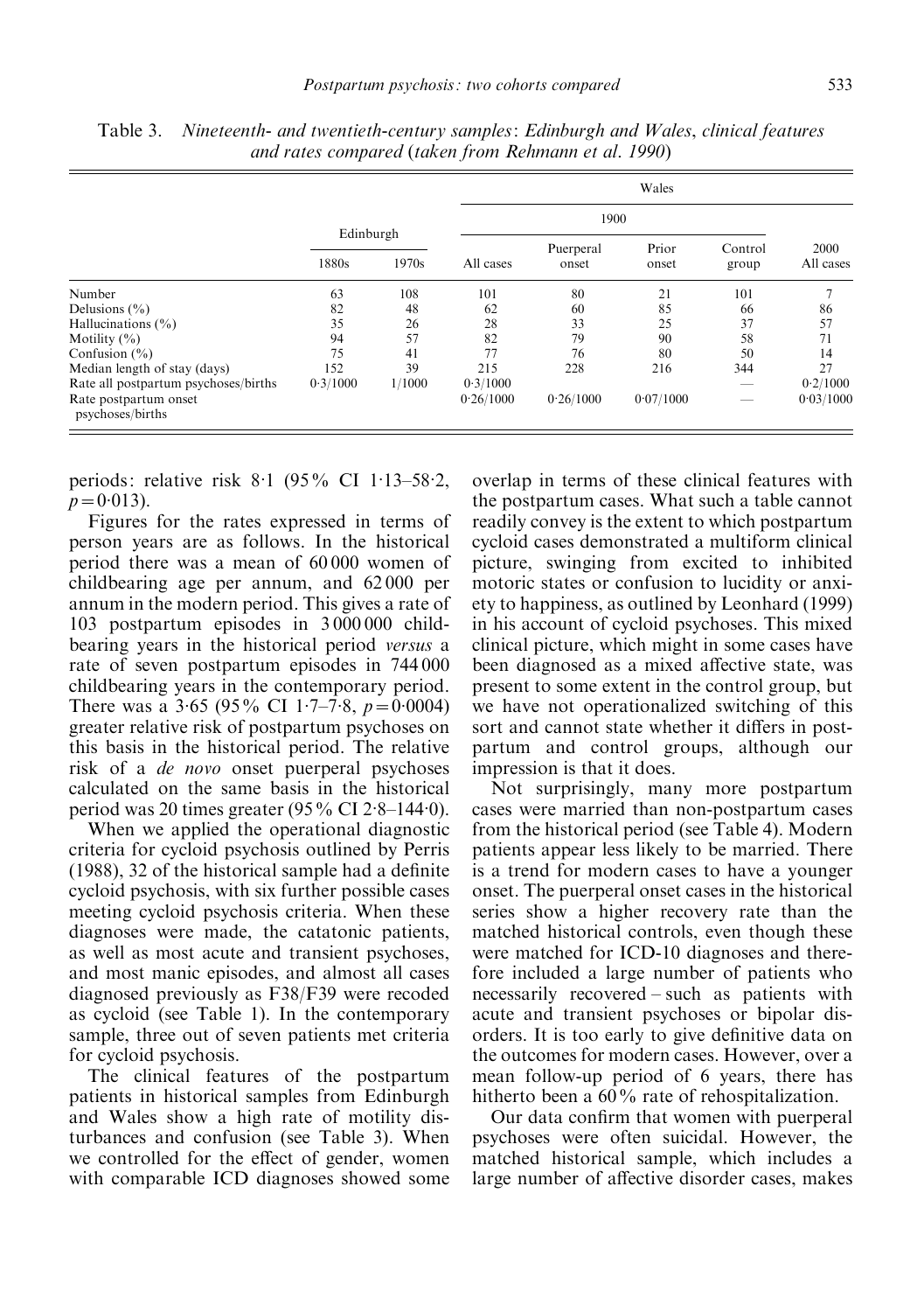Table 3. *Nineteenth- and twentieth-century samples: Edinburgh and Wales, clinical features and rates compared (taken from Rehmann et al. 1990)*

| | Edinburgh | | Wales | | | | |
|---|---|---|---|---|---|---|---|
| | | | 1900 | | | | |
| | 1880s | 1970s | All cases | Puerperal onset | Prior onset | Control group | 2000 All cases |
| Number | 63 | 108 | 101 | 80 | 21 | 101 | 7 |
| Delusions (%) | 82 | 48 | 62 | 60 | 85 | 66 | 86 |
| Hallucinations (%) | 35 | 26 | 28 | 33 | 25 | 37 | 57 |
| Motility (%) | 94 | 57 | 82 | 79 | 90 | 58 | 71 |
| Confusion (%) | 75 | 41 | 77 | 76 | 80 | 50 | 14 |
| Median length of stay (days) | 152 | 39 | 215 | 228 | 216 | 344 | 27 |
| Rate all postpartum psychoses/births | 0·3/1000 | 1/1000 | 0·3/1000 | | | — | 0·2/1000 |
| Rate postpartum onset psychoses/births | | | 0·26/1000 | 0·26/1000 | 0·07/1000 | — | 0·03/1000 |

periods: relative risk 8·1 (95% CI 1·13–58·2, $p = 0·013$).

Figures for the rates expressed in terms of person years are as follows. In the historical period there was a mean of 60 000 women of childbearing age per annum, and 62 000 per annum in the modern period. This gives a rate of 103 postpartum episodes in 3 000 000 childbearing years in the historical period *versus* a rate of seven postpartum episodes in 744 000 childbearing years in the contemporary period. There was a 3·65 (95% CI 1·7–7·8, $p = 0·0004$) greater relative risk of postpartum psychoses on this basis in the historical period. The relative risk of a *de novo* onset puerperal psychoses calculated on the same basis in the historical period was 20 times greater (95% CI 2·8–144·0).

When we applied the operational diagnostic criteria for cycloid psychosis outlined by Perris (1988), 32 of the historical sample had a definite cycloid psychosis, with six further possible cases meeting cycloid psychosis criteria. When these diagnoses were made, the catatonic patients, as well as most acute and transient psychoses, and most manic episodes, and almost all cases diagnosed previously as F38/F39 were recoded as cycloid (see Table 1). In the contemporary sample, three out of seven patients met criteria for cycloid psychosis.

The clinical features of the postpartum patients in historical samples from Edinburgh and Wales show a high rate of motility disturbances and confusion (see Table 3). When we controlled for the effect of gender, women with comparable ICD diagnoses showed some overlap in terms of these clinical features with the postpartum cases. What such a table cannot readily convey is the extent to which postpartum cycloid cases demonstrated a multiform clinical picture, swinging from excited to inhibited motoric states or confusion to lucidity or anxiety to happiness, as outlined by Leonhard (1999) in his account of cycloid psychoses. This mixed clinical picture, which might in some cases have been diagnosed as a mixed affective state, was present to some extent in the control group, but we have not operationalized switching of this sort and cannot state whether it differs in postpartum and control groups, although our impression is that it does.

Not surprisingly, many more postpartum cases were married than non-postpartum cases from the historical period (see Table 4). Modern patients appear less likely to be married. There is a trend for modern cases to have a younger onset. The puerperal onset cases in the historical series show a higher recovery rate than the matched historical controls, even though these were matched for ICD-10 diagnoses and therefore included a large number of patients who necessarily recovered – such as patients with acute and transient psychoses or bipolar disorders. It is too early to give definitive data on the outcomes for modern cases. However, over a mean follow-up period of 6 years, there has hitherto been a 60% rate of rehospitalization.

Our data confirm that women with puerperal psychoses were often suicidal. However, the matched historical sample, which includes a large number of affective disorder cases, makes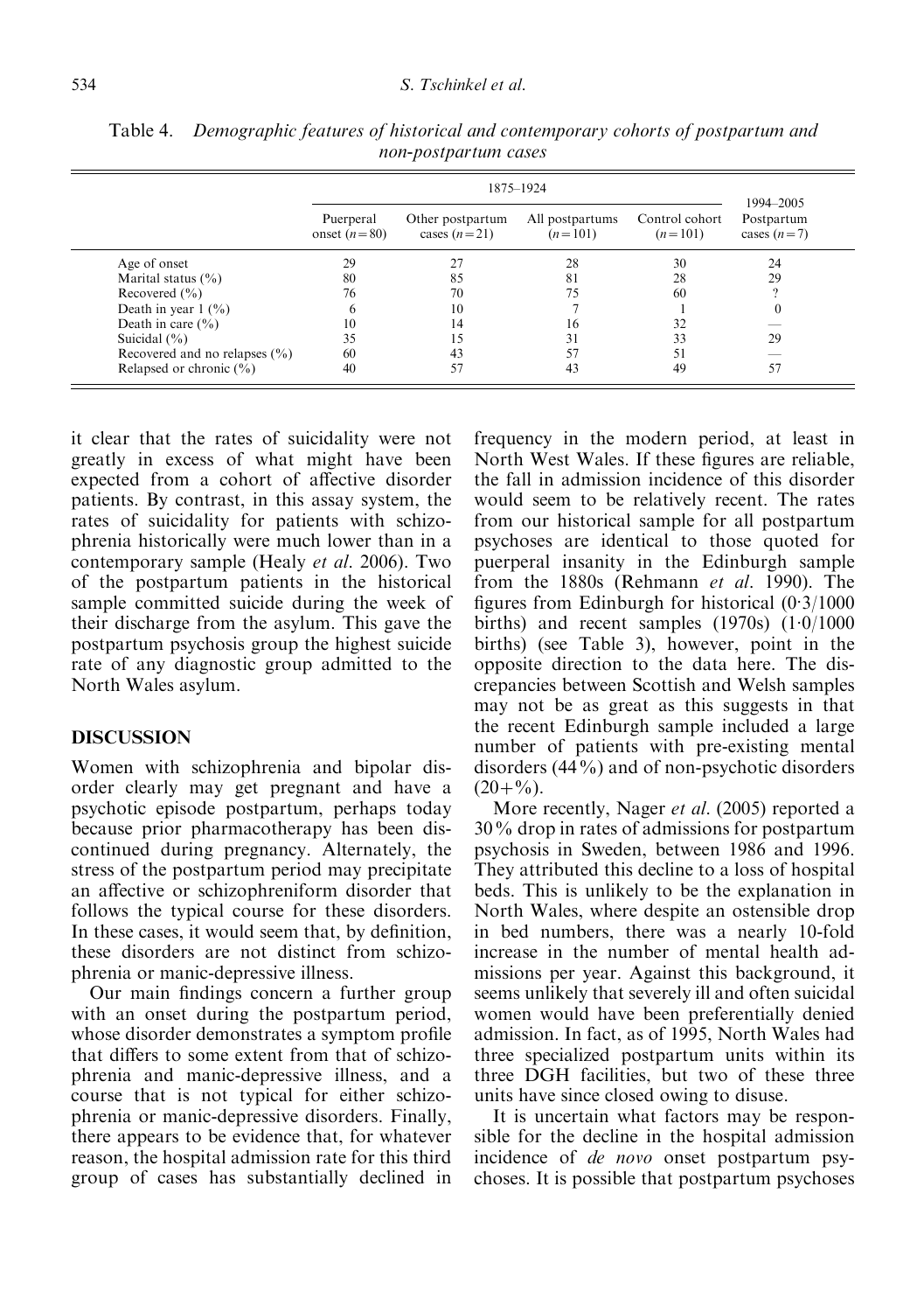Table 4. *Demographic features of historical and contemporary cohorts of postpartum and non-postpartum cases*

| | 1875–1924 | | | | 1994–2005 |
|---|---|---|---|---|---|
| | Puerperal onset ($n=80$) | Other postpartum cases ($n=21$) | All postpartums ($n=101$) | Control cohort ($n=101$) | Postpartum cases ($n=7$) |
| Age of onset | 29 | 27 | 28 | 30 | 24 |
| Marital status (%) | 80 | 85 | 81 | 28 | 29 |
| Recovered (%) | 76 | 70 | 75 | 60 | ? |
| Death in year 1 (%) | 6 | 10 | 7 | 1 | 0 |
| Death in care (%) | 10 | 14 | 16 | 32 | — |
| Suicidal (%) | 35 | 15 | 31 | 33 | 29 |
| Recovered and no relapses (%) | 60 | 43 | 57 | 51 | — |
| Relapsed or chronic (%) | 40 | 57 | 43 | 49 | 57 |

it clear that the rates of suicidality were not greatly in excess of what might have been expected from a cohort of affective disorder patients. By contrast, in this assay system, the rates of suicidality for patients with schizophrenia historically were much lower than in a contemporary sample (Healy *et al.* 2006). Two of the postpartum patients in the historical sample committed suicide during the week of their discharge from the asylum. This gave the postpartum psychosis group the highest suicide rate of any diagnostic group admitted to the North Wales asylum.

## DISCUSSION

Women with schizophrenia and bipolar disorder clearly may get pregnant and have a psychotic episode postpartum, perhaps today because prior pharmacotherapy has been discontinued during pregnancy. Alternately, the stress of the postpartum period may precipitate an affective or schizophreniform disorder that follows the typical course for these disorders. In these cases, it would seem that, by definition, these disorders are not distinct from schizophrenia or manic-depressive illness.

Our main findings concern a further group with an onset during the postpartum period, whose disorder demonstrates a symptom profile that differs to some extent from that of schizophrenia and manic-depressive illness, and a course that is not typical for either schizophrenia or manic-depressive disorders. Finally, there appears to be evidence that, for whatever reason, the hospital admission rate for this third group of cases has substantially declined in frequency in the modern period, at least in North West Wales. If these figures are reliable, the fall in admission incidence of this disorder would seem to be relatively recent. The rates from our historical sample for all postpartum psychoses are identical to those quoted for puerperal insanity in the Edinburgh sample from the 1880s (Rehmann *et al.* 1990). The figures from Edinburgh for historical (0·3/1000 births) and recent samples (1970s) (1·0/1000 births) (see Table 3), however, point in the opposite direction to the data here. The discrepancies between Scottish and Welsh samples may not be as great as this suggests in that the recent Edinburgh sample included a large number of patients with pre-existing mental disorders (44%) and of non-psychotic disorders (20+%).

More recently, Nager *et al.* (2005) reported a 30% drop in rates of admissions for postpartum psychosis in Sweden, between 1986 and 1996. They attributed this decline to a loss of hospital beds. This is unlikely to be the explanation in North Wales, where despite an ostensible drop in bed numbers, there was a nearly 10-fold increase in the number of mental health admissions per year. Against this background, it seems unlikely that severely ill and often suicidal women would have been preferentially denied admission. In fact, as of 1995, North Wales had three specialized postpartum units within its three DGH facilities, but two of these three units have since closed owing to disuse.

It is uncertain what factors may be responsible for the decline in the hospital admission incidence of *de novo* onset postpartum psychoses. It is possible that postpartum psychoses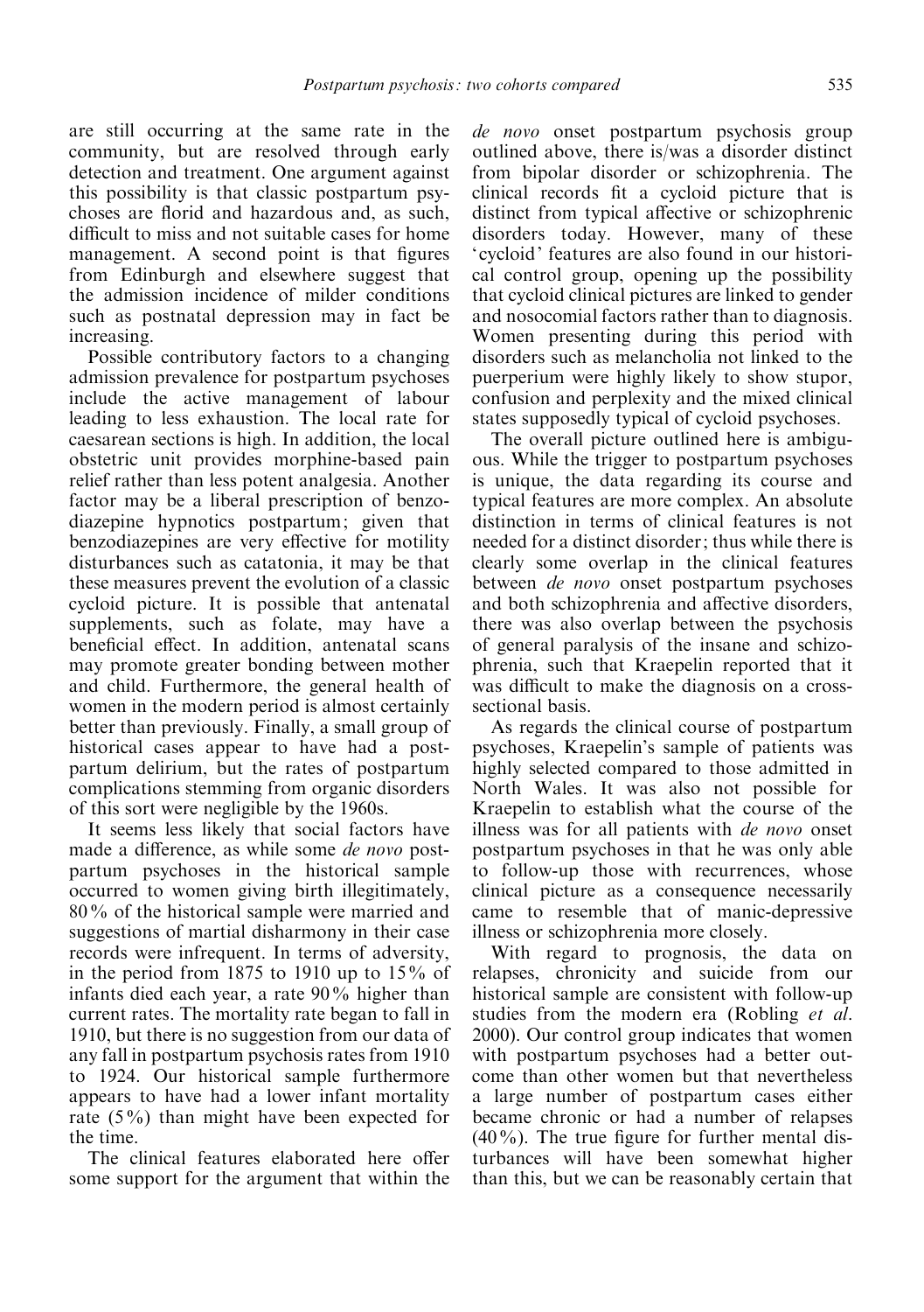are still occurring at the same rate in the community, but are resolved through early detection and treatment. One argument against this possibility is that classic postpartum psychoses are florid and hazardous and, as such, difficult to miss and not suitable cases for home management. A second point is that figures from Edinburgh and elsewhere suggest that the admission incidence of milder conditions such as postnatal depression may in fact be increasing.

Possible contributory factors to a changing admission prevalence for postpartum psychoses include the active management of labour leading to less exhaustion. The local rate for caesarean sections is high. In addition, the local obstetric unit provides morphine-based pain relief rather than less potent analgesia. Another factor may be a liberal prescription of benzodiazepine hypnotics postpartum; given that benzodiazepines are very effective for motility disturbances such as catatonia, it may be that these measures prevent the evolution of a classic cycloid picture. It is possible that antenatal supplements, such as folate, may have a beneficial effect. In addition, antenatal scans may promote greater bonding between mother and child. Furthermore, the general health of women in the modern period is almost certainly better than previously. Finally, a small group of historical cases appear to have had a postpartum delirium, but the rates of postpartum complications stemming from organic disorders of this sort were negligible by the 1960s.

It seems less likely that social factors have made a difference, as while some *de novo* postpartum psychoses in the historical sample occurred to women giving birth illegitimately, 80% of the historical sample were married and suggestions of martial disharmony in their case records were infrequent. In terms of adversity, in the period from 1875 to 1910 up to 15% of infants died each year, a rate 90% higher than current rates. The mortality rate began to fall in 1910, but there is no suggestion from our data of any fall in postpartum psychosis rates from 1910 to 1924. Our historical sample furthermore appears to have had a lower infant mortality rate (5%) than might have been expected for the time.

The clinical features elaborated here offer some support for the argument that within the *de novo* onset postpartum psychosis group outlined above, there is/was a disorder distinct from bipolar disorder or schizophrenia. The clinical records fit a cycloid picture that is distinct from typical affective or schizophrenic disorders today. However, many of these 'cycloid' features are also found in our historical control group, opening up the possibility that cycloid clinical pictures are linked to gender and nosocomial factors rather than to diagnosis. Women presenting during this period with disorders such as melancholia not linked to the puerperium were highly likely to show stupor, confusion and perplexity and the mixed clinical states supposedly typical of cycloid psychoses.

The overall picture outlined here is ambiguous. While the trigger to postpartum psychoses is unique, the data regarding its course and typical features are more complex. An absolute distinction in terms of clinical features is not needed for a distinct disorder; thus while there is clearly some overlap in the clinical features between *de novo* onset postpartum psychoses and both schizophrenia and affective disorders, there was also overlap between the psychosis of general paralysis of the insane and schizophrenia, such that Kraepelin reported that it was difficult to make the diagnosis on a cross-sectional basis.

As regards the clinical course of postpartum psychoses, Kraepelin's sample of patients was highly selected compared to those admitted in North Wales. It was also not possible for Kraepelin to establish what the course of the illness was for all patients with *de novo* onset postpartum psychoses in that he was only able to follow-up those with recurrences, whose clinical picture as a consequence necessarily came to resemble that of manic-depressive illness or schizophrenia more closely.

With regard to prognosis, the data on relapses, chronicity and suicide from our historical sample are consistent with follow-up studies from the modern era (Robling *et al.* 2000). Our control group indicates that women with postpartum psychoses had a better outcome than other women but that nevertheless a large number of postpartum cases either became chronic or had a number of relapses (40%). The true figure for further mental disturbances will have been somewhat higher than this, but we can be reasonably certain that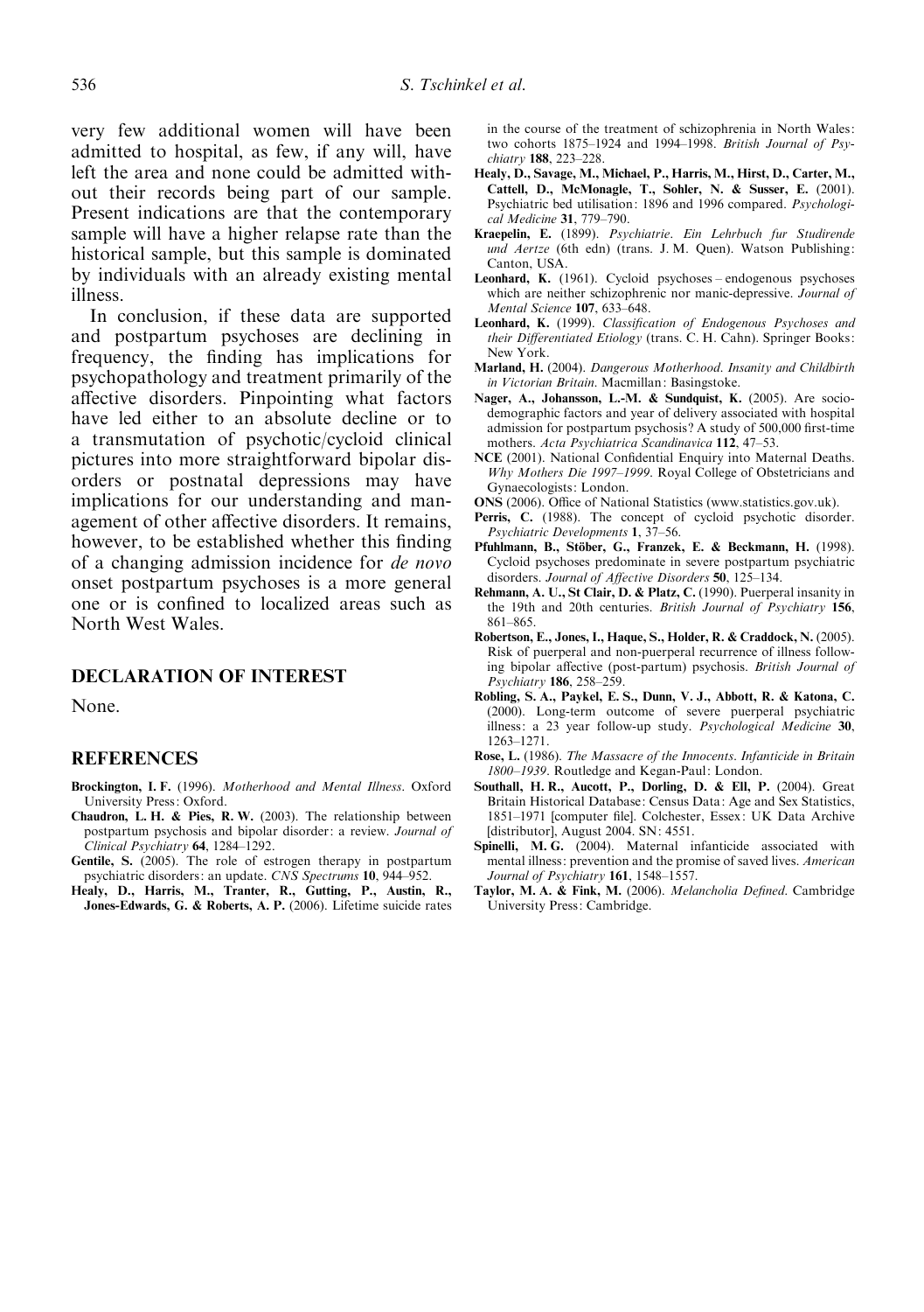very few additional women will have been admitted to hospital, as few, if any will, have left the area and none could be admitted without their records being part of our sample. Present indications are that the contemporary sample will have a higher relapse rate than the historical sample, but this sample is dominated by individuals with an already existing mental illness.

In conclusion, if these data are supported and postpartum psychoses are declining in frequency, the finding has implications for psychopathology and treatment primarily of the affective disorders. Pinpointing what factors have led either to an absolute decline or to a transmutation of psychotic/cycloid clinical pictures into more straightforward bipolar disorders or postnatal depressions may have implications for our understanding and management of other affective disorders. It remains, however, to be established whether this finding of a changing admission incidence for *de novo* onset postpartum psychoses is a more general one or is confined to localized areas such as North West Wales.

## DECLARATION OF INTEREST

None.

## REFERENCES

**Brockington, I. F.** (1996). *Motherhood and Mental Illness*. Oxford University Press: Oxford.

**Chaudron, L. H. & Pies, R. W.** (2003). The relationship between postpartum psychosis and bipolar disorder: a review. *Journal of Clinical Psychiatry* **64**, 1284–1292.

**Gentile, S.** (2005). The role of estrogen therapy in postpartum psychiatric disorders: an update. *CNS Spectrums* **10**, 944–952.

**Healy, D., Harris, M., Tranter, R., Gutting, P., Austin, R., Jones-Edwards, G. & Roberts, A. P.** (2006). Lifetime suicide rates in the course of the treatment of schizophrenia in North Wales: two cohorts 1875–1924 and 1994–1998. *British Journal of Psychiatry* **188**, 223–228.

**Healy, D., Savage, M., Michael, P., Harris, M., Hirst, D., Carter, M., Cattell, D., McMonagle, T., Sohler, N. & Susser, E.** (2001). Psychiatric bed utilisation: 1896 and 1996 compared. *Psychological Medicine* **31**, 779–790.

**Kraepelin, E.** (1899). *Psychiatrie. Ein Lehrbuch fur Studirende und Aertze* (6th edn) (trans. J. M. Quen). Watson Publishing: Canton, USA.

**Leonhard, K.** (1961). Cycloid psychoses – endogenous psychoses which are neither schizophrenic nor manic-depressive. *Journal of Mental Science* **107**, 633–648.

**Leonhard, K.** (1999). *Classification of Endogenous Psychoses and their Differentiated Etiology* (trans. C. H. Cahn). Springer Books: New York.

**Marland, H.** (2004). *Dangerous Motherhood. Insanity and Childbirth in Victorian Britain*. Macmillan: Basingstoke.

**Nager, A., Johansson, L.-M. & Sundquist, K.** (2005). Are sociodemographic factors and year of delivery associated with hospital admission for postpartum psychosis? A study of 500,000 first-time mothers. *Acta Psychiatrica Scandinavica* **112**, 47–53.

**NCE** (2001). National Confidential Enquiry into Maternal Deaths. *Why Mothers Die 1997–1999*. Royal College of Obstetricians and Gynaecologists: London.

**ONS** (2006). Office of National Statistics (www.statistics.gov.uk).

**Perris, C.** (1988). The concept of cycloid psychotic disorder. *Psychiatric Developments* **1**, 37–56.

**Pfuhlmann, B., Stöber, G., Franzek, E. & Beckmann, H.** (1998). Cycloid psychoses predominate in severe postpartum psychiatric disorders. *Journal of Affective Disorders* **50**, 125–134.

**Rehmann, A. U., St Clair, D. & Platz, C.** (1990). Puerperal insanity in the 19th and 20th centuries. *British Journal of Psychiatry* **156**, 861–865.

**Robertson, E., Jones, I., Haque, S., Holder, R. & Craddock, N.** (2005). Risk of puerperal and non-puerperal recurrence of illness following bipolar affective (post-partum) psychosis. *British Journal of Psychiatry* **186**, 258–259.

**Robling, S. A., Paykel, E. S., Dunn, V. J., Abbott, R. & Katona, C.** (2000). Long-term outcome of severe puerperal psychiatric illness: a 23 year follow-up study. *Psychological Medicine* **30**, 1263–1271.

**Rose, L.** (1986). *The Massacre of the Innocents. Infanticide in Britain 1800–1939*. Routledge and Kegan-Paul: London.

**Southall, H. R., Aucott, P., Dorling, D. & Ell, P.** (2004). Great Britain Historical Database: Census Data: Age and Sex Statistics, 1851–1971 [computer file]. Colchester, Essex: UK Data Archive [distributor], August 2004. SN: 4551.

**Spinelli, M. G.** (2004). Maternal infanticide associated with mental illness: prevention and the promise of saved lives. *American Journal of Psychiatry* **161**, 1548–1557.

**Taylor, M. A. & Fink, M.** (2006). *Melancholia Defined*. Cambridge University Press: Cambridge.